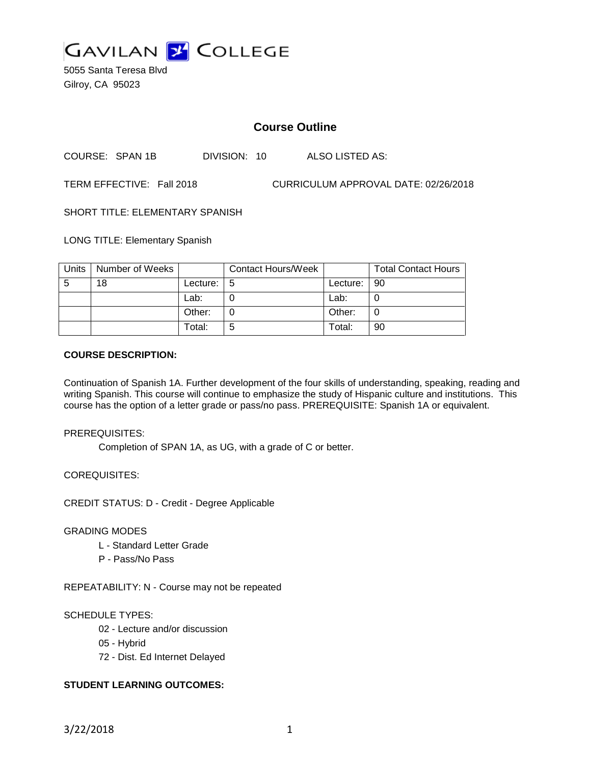GAVILAN COLLEGE

5055 Santa Teresa Blvd
Gilroy, CA 95023

## Course Outline

COURSE: SPAN 1B    DIVISION: 10    ALSO LISTED AS:

TERM EFFECTIVE: Fall 2018    CURRICULUM APPROVAL DATE: 02/26/2018

SHORT TITLE: ELEMENTARY SPANISH

LONG TITLE: Elementary Spanish

| Units | Number of Weeks | | Contact Hours/Week | | Total Contact Hours |
|---|---|---|---|---|---|
| 5 | 18 | Lecture: | 5 | Lecture: | 90 |
| | | Lab: | 0 | Lab: | 0 |
| | | Other: | 0 | Other: | 0 |
| | | Total: | 5 | Total: | 90 |

**COURSE DESCRIPTION:**

Continuation of Spanish 1A. Further development of the four skills of understanding, speaking, reading and writing Spanish. This course will continue to emphasize the study of Hispanic culture and institutions. This course has the option of a letter grade or pass/no pass. PREREQUISITE: Spanish 1A or equivalent.

PREREQUISITES:

Completion of SPAN 1A, as UG, with a grade of C or better.

COREQUISITES:

CREDIT STATUS: D - Credit - Degree Applicable

GRADING MODES

L - Standard Letter Grade
P - Pass/No Pass

REPEATABILITY: N - Course may not be repeated

SCHEDULE TYPES:

02 - Lecture and/or discussion
05 - Hybrid
72 - Dist. Ed Internet Delayed

**STUDENT LEARNING OUTCOMES:**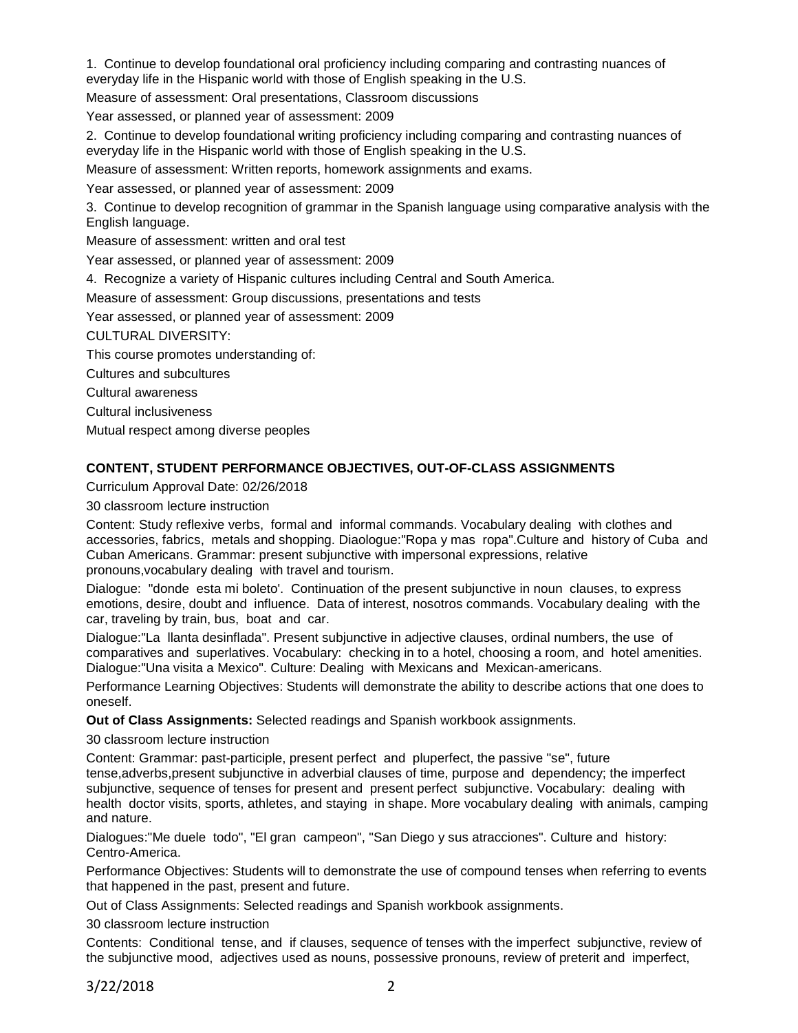1. Continue to develop foundational oral proficiency including comparing and contrasting nuances of everyday life in the Hispanic world with those of English speaking in the U.S.

Measure of assessment: Oral presentations, Classroom discussions

Year assessed, or planned year of assessment: 2009

2. Continue to develop foundational writing proficiency including comparing and contrasting nuances of everyday life in the Hispanic world with those of English speaking in the U.S.

Measure of assessment: Written reports, homework assignments and exams.

Year assessed, or planned year of assessment: 2009

3. Continue to develop recognition of grammar in the Spanish language using comparative analysis with the English language.

Measure of assessment: written and oral test

Year assessed, or planned year of assessment: 2009

4. Recognize a variety of Hispanic cultures including Central and South America.

Measure of assessment: Group discussions, presentations and tests

Year assessed, or planned year of assessment: 2009

CULTURAL DIVERSITY:

This course promotes understanding of:

Cultures and subcultures

Cultural awareness

Cultural inclusiveness

Mutual respect among diverse peoples

**CONTENT, STUDENT PERFORMANCE OBJECTIVES, OUT-OF-CLASS ASSIGNMENTS**

Curriculum Approval Date: 02/26/2018

30 classroom lecture instruction

Content: Study reflexive verbs, formal and informal commands. Vocabulary dealing with clothes and accessories, fabrics, metals and shopping. Diaologue:"Ropa y mas ropa".Culture and history of Cuba and Cuban Americans. Grammar: present subjunctive with impersonal expressions, relative pronouns,vocabulary dealing with travel and tourism.

Dialogue: "donde esta mi boleto'. Continuation of the present subjunctive in noun clauses, to express emotions, desire, doubt and influence. Data of interest, nosotros commands. Vocabulary dealing with the car, traveling by train, bus, boat and car.

Dialogue:"La llanta desinflada". Present subjunctive in adjective clauses, ordinal numbers, the use of comparatives and superlatives. Vocabulary: checking in to a hotel, choosing a room, and hotel amenities. Dialogue:"Una visita a Mexico". Culture: Dealing with Mexicans and Mexican-americans.

Performance Learning Objectives: Students will demonstrate the ability to describe actions that one does to oneself.

**Out of Class Assignments:** Selected readings and Spanish workbook assignments.

30 classroom lecture instruction

Content: Grammar: past-participle, present perfect and pluperfect, the passive "se", future tense,adverbs,present subjunctive in adverbial clauses of time, purpose and dependency; the imperfect subjunctive, sequence of tenses for present and present perfect subjunctive. Vocabulary: dealing with health doctor visits, sports, athletes, and staying in shape. More vocabulary dealing with animals, camping and nature.

Dialogues:"Me duele todo", "El gran campeon", "San Diego y sus atracciones". Culture and history: Centro-America.

Performance Objectives: Students will to demonstrate the use of compound tenses when referring to events that happened in the past, present and future.

Out of Class Assignments: Selected readings and Spanish workbook assignments.

30 classroom lecture instruction

Contents: Conditional tense, and if clauses, sequence of tenses with the imperfect subjunctive, review of the subjunctive mood, adjectives used as nouns, possessive pronouns, review of preterit and imperfect,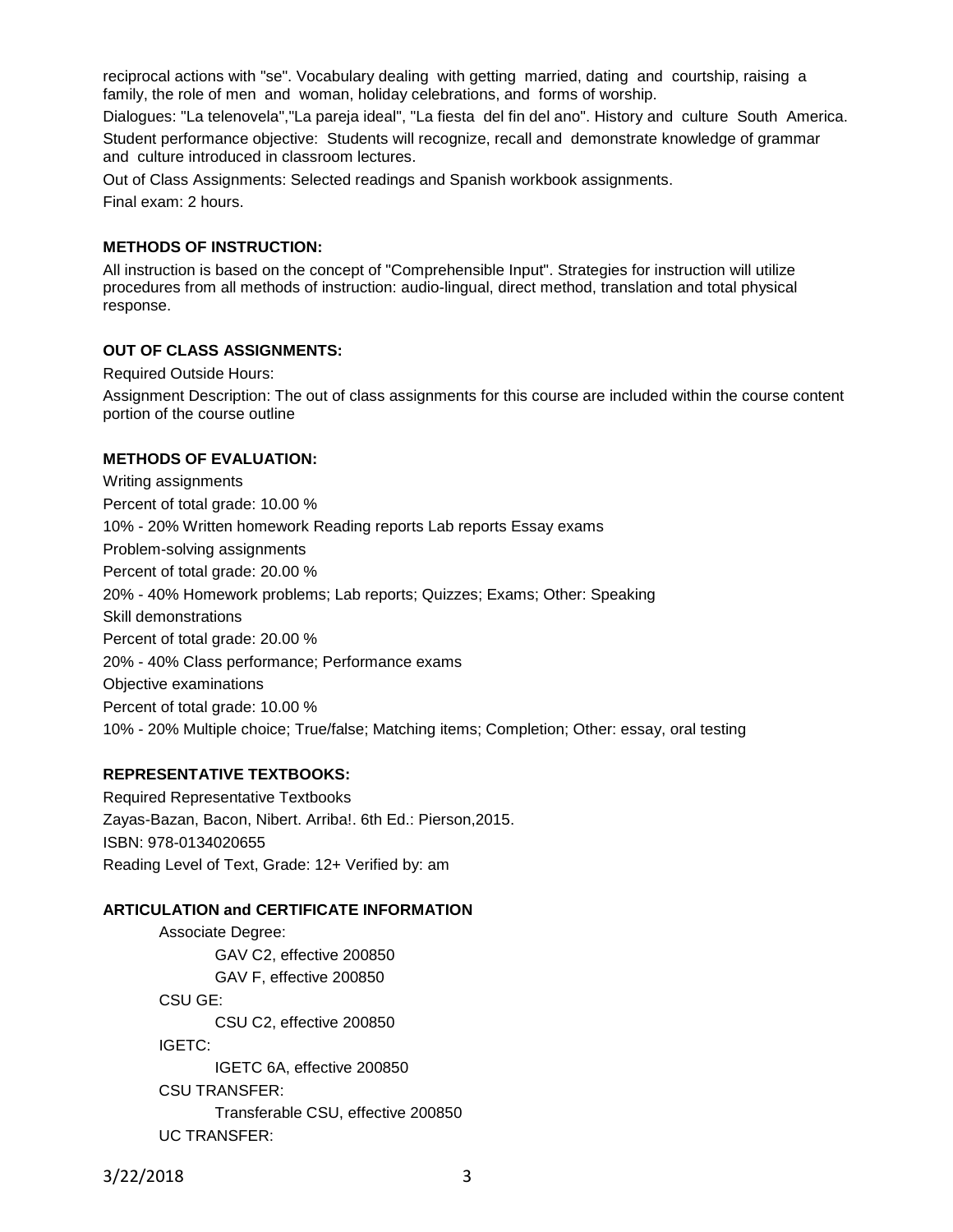reciprocal actions with "se". Vocabulary dealing with getting married, dating and courtship, raising a family, the role of men and woman, holiday celebrations, and forms of worship.

Dialogues: "La telenovela","La pareja ideal", "La fiesta del fin del ano". History and culture South America.

Student performance objective: Students will recognize, recall and demonstrate knowledge of grammar and culture introduced in classroom lectures.

Out of Class Assignments: Selected readings and Spanish workbook assignments.

Final exam: 2 hours.

**METHODS OF INSTRUCTION:**

All instruction is based on the concept of "Comprehensible Input". Strategies for instruction will utilize procedures from all methods of instruction: audio-lingual, direct method, translation and total physical response.

**OUT OF CLASS ASSIGNMENTS:**

Required Outside Hours:

Assignment Description: The out of class assignments for this course are included within the course content portion of the course outline

**METHODS OF EVALUATION:**

Writing assignments

Percent of total grade: 10.00 %

10% - 20% Written homework Reading reports Lab reports Essay exams

Problem-solving assignments

Percent of total grade: 20.00 %

20% - 40% Homework problems; Lab reports; Quizzes; Exams; Other: Speaking

Skill demonstrations

Percent of total grade: 20.00 %

20% - 40% Class performance; Performance exams

Objective examinations

Percent of total grade: 10.00 %

10% - 20% Multiple choice; True/false; Matching items; Completion; Other: essay, oral testing

**REPRESENTATIVE TEXTBOOKS:**

Required Representative Textbooks

Zayas-Bazan, Bacon, Nibert. Arriba!. 6th Ed.: Pierson,2015.

ISBN: 978-0134020655

Reading Level of Text, Grade: 12+ Verified by: am

**ARTICULATION and CERTIFICATE INFORMATION**

Associate Degree:
- GAV C2, effective 200850
- GAV F, effective 200850

CSU GE:
- CSU C2, effective 200850

IGETC:
- IGETC 6A, effective 200850

CSU TRANSFER:
- Transferable CSU, effective 200850

UC TRANSFER: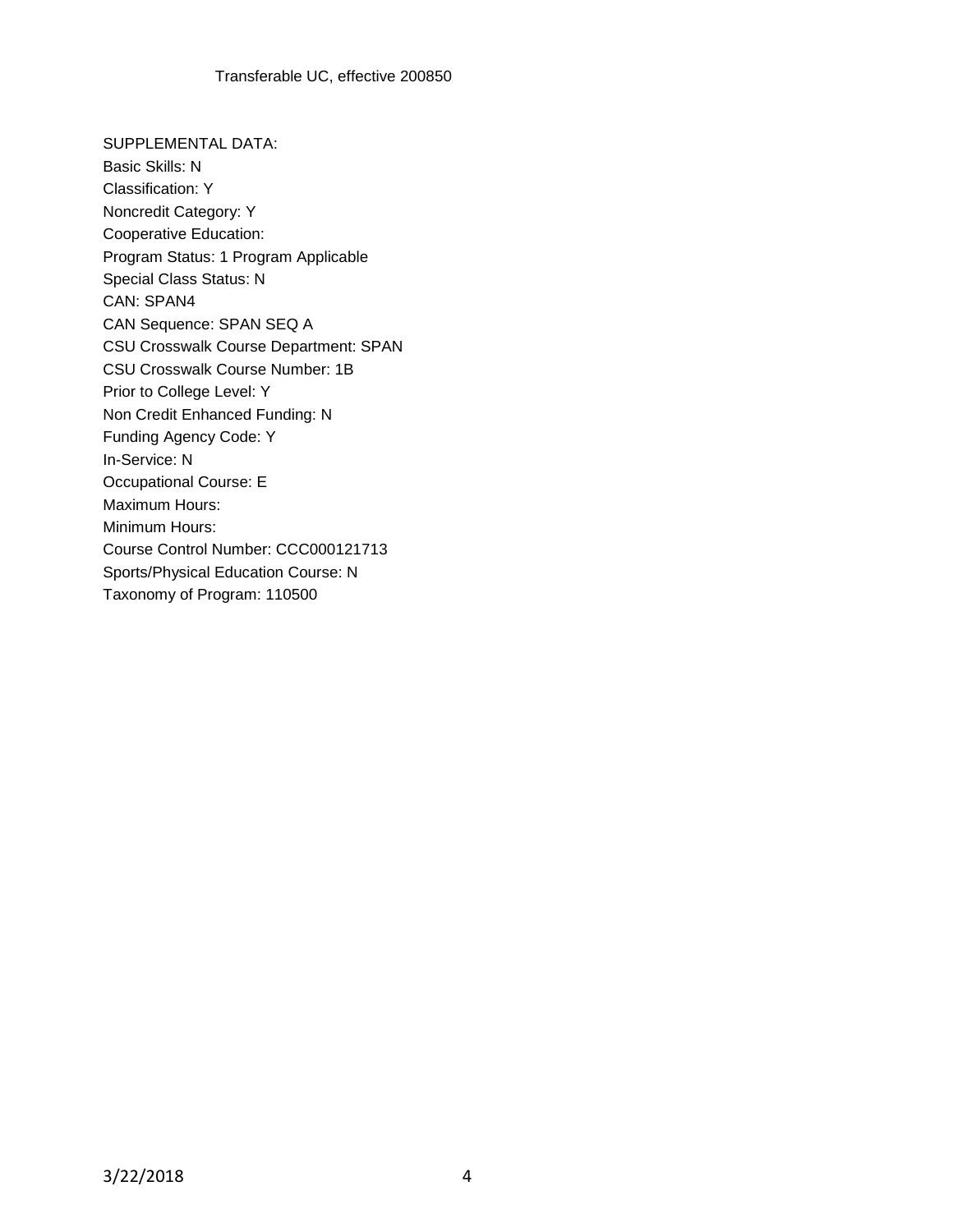Transferable UC, effective 200850

SUPPLEMENTAL DATA:
Basic Skills: N
Classification: Y
Noncredit Category: Y
Cooperative Education:
Program Status: 1 Program Applicable
Special Class Status: N
CAN: SPAN4
CAN Sequence: SPAN SEQ A
CSU Crosswalk Course Department: SPAN
CSU Crosswalk Course Number: 1B
Prior to College Level: Y
Non Credit Enhanced Funding: N
Funding Agency Code: Y
In-Service: N
Occupational Course: E
Maximum Hours:
Minimum Hours:
Course Control Number: CCC000121713
Sports/Physical Education Course: N
Taxonomy of Program: 110500